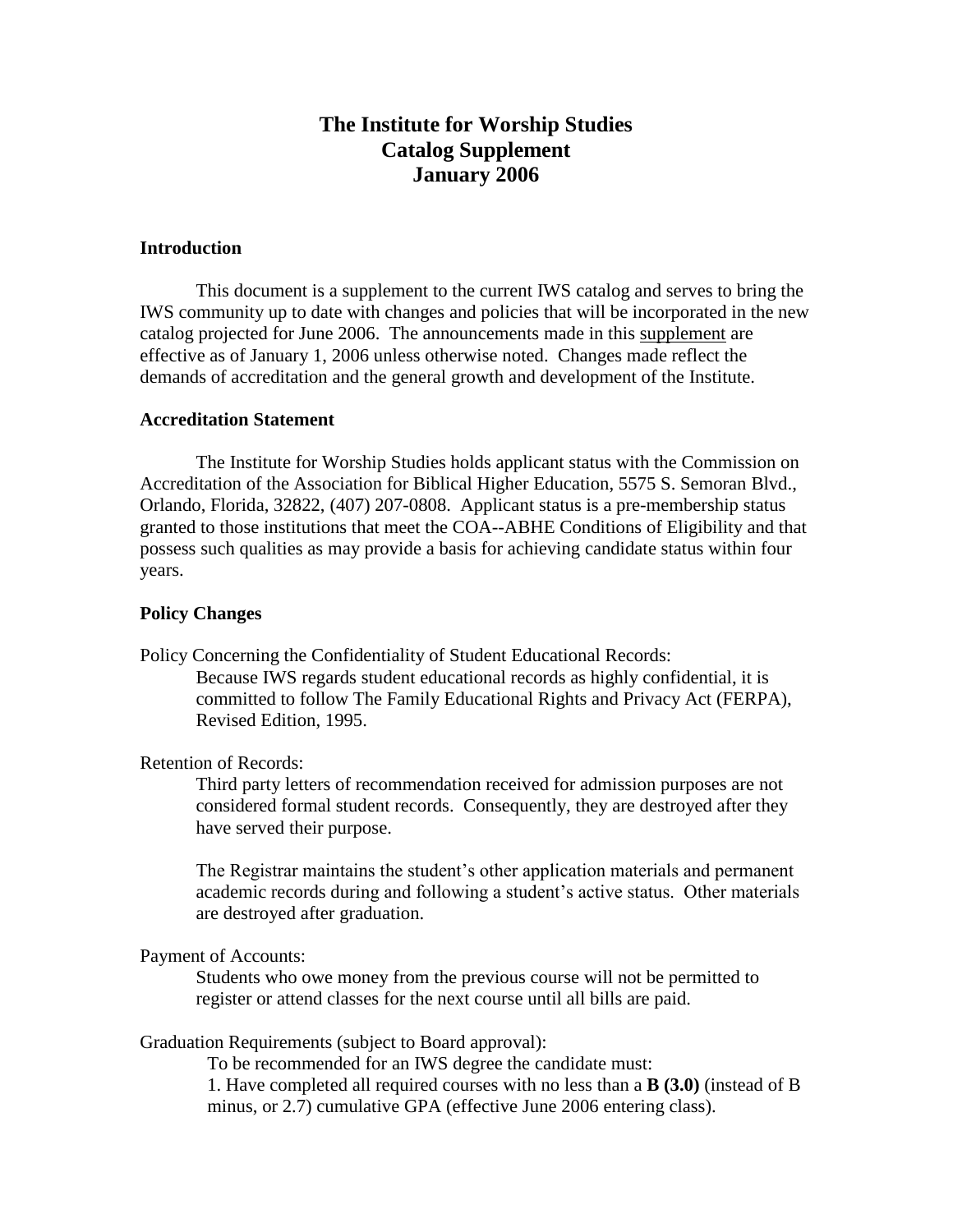# The Institute for Worship Studies
# Catalog Supplement
# January 2006

## Introduction

This document is a supplement to the current IWS catalog and serves to bring the IWS community up to date with changes and policies that will be incorporated in the new catalog projected for June 2006. The announcements made in this <u>supplement</u> are effective as of January 1, 2006 unless otherwise noted. Changes made reflect the demands of accreditation and the general growth and development of the Institute.

## Accreditation Statement

The Institute for Worship Studies holds applicant status with the Commission on Accreditation of the Association for Biblical Higher Education, 5575 S. Semoran Blvd., Orlando, Florida, 32822, (407) 207-0808. Applicant status is a pre-membership status granted to those institutions that meet the COA--ABHE Conditions of Eligibility and that possess such qualities as may provide a basis for achieving candidate status within four years.

## Policy Changes

Policy Concerning the Confidentiality of Student Educational Records:

Because IWS regards student educational records as highly confidential, it is committed to follow The Family Educational Rights and Privacy Act (FERPA), Revised Edition, 1995.

Retention of Records:

Third party letters of recommendation received for admission purposes are not considered formal student records. Consequently, they are destroyed after they have served their purpose.

The Registrar maintains the student's other application materials and permanent academic records during and following a student's active status. Other materials are destroyed after graduation.

Payment of Accounts:

Students who owe money from the previous course will not be permitted to register or attend classes for the next course until all bills are paid.

Graduation Requirements (subject to Board approval):

To be recommended for an IWS degree the candidate must:

1. Have completed all required courses with no less than a **B (3.0)** (instead of B minus, or 2.7) cumulative GPA (effective June 2006 entering class).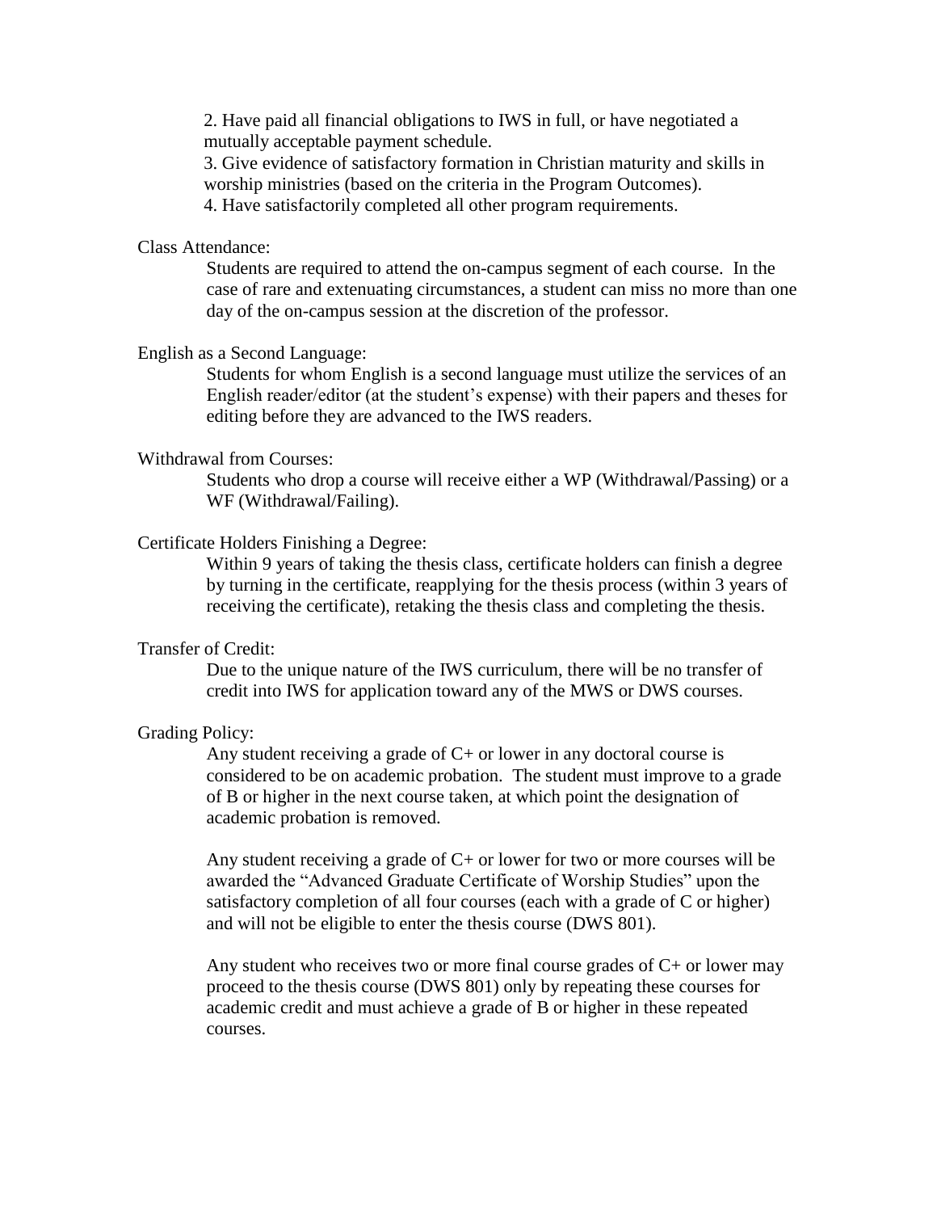2. Have paid all financial obligations to IWS in full, or have negotiated a mutually acceptable payment schedule.
3. Give evidence of satisfactory formation in Christian maturity and skills in worship ministries (based on the criteria in the Program Outcomes).
4. Have satisfactorily completed all other program requirements.

Class Attendance:

Students are required to attend the on-campus segment of each course. In the case of rare and extenuating circumstances, a student can miss no more than one day of the on-campus session at the discretion of the professor.

English as a Second Language:

Students for whom English is a second language must utilize the services of an English reader/editor (at the student's expense) with their papers and theses for editing before they are advanced to the IWS readers.

Withdrawal from Courses:

Students who drop a course will receive either a WP (Withdrawal/Passing) or a WF (Withdrawal/Failing).

Certificate Holders Finishing a Degree:

Within 9 years of taking the thesis class, certificate holders can finish a degree by turning in the certificate, reapplying for the thesis process (within 3 years of receiving the certificate), retaking the thesis class and completing the thesis.

Transfer of Credit:

Due to the unique nature of the IWS curriculum, there will be no transfer of credit into IWS for application toward any of the MWS or DWS courses.

Grading Policy:

Any student receiving a grade of C+ or lower in any doctoral course is considered to be on academic probation. The student must improve to a grade of B or higher in the next course taken, at which point the designation of academic probation is removed.

Any student receiving a grade of C+ or lower for two or more courses will be awarded the "Advanced Graduate Certificate of Worship Studies" upon the satisfactory completion of all four courses (each with a grade of C or higher) and will not be eligible to enter the thesis course (DWS 801).

Any student who receives two or more final course grades of C+ or lower may proceed to the thesis course (DWS 801) only by repeating these courses for academic credit and must achieve a grade of B or higher in these repeated courses.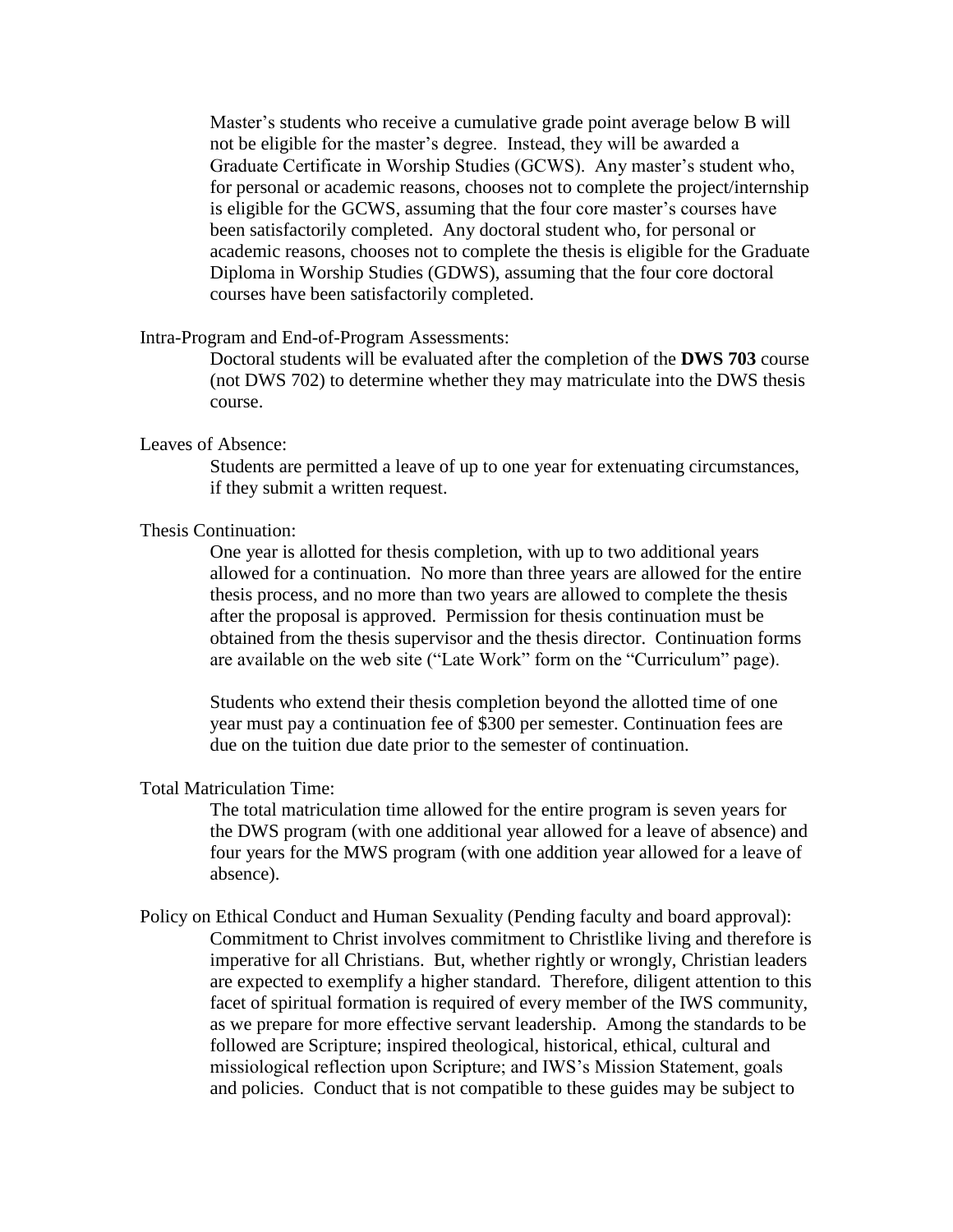Master's students who receive a cumulative grade point average below B will not be eligible for the master's degree. Instead, they will be awarded a Graduate Certificate in Worship Studies (GCWS). Any master's student who, for personal or academic reasons, chooses not to complete the project/internship is eligible for the GCWS, assuming that the four core master's courses have been satisfactorily completed. Any doctoral student who, for personal or academic reasons, chooses not to complete the thesis is eligible for the Graduate Diploma in Worship Studies (GDWS), assuming that the four core doctoral courses have been satisfactorily completed.

Intra-Program and End-of-Program Assessments:

Doctoral students will be evaluated after the completion of the **DWS 703** course (not DWS 702) to determine whether they may matriculate into the DWS thesis course.

Leaves of Absence:

Students are permitted a leave of up to one year for extenuating circumstances, if they submit a written request.

Thesis Continuation:

One year is allotted for thesis completion, with up to two additional years allowed for a continuation. No more than three years are allowed for the entire thesis process, and no more than two years are allowed to complete the thesis after the proposal is approved. Permission for thesis continuation must be obtained from the thesis supervisor and the thesis director. Continuation forms are available on the web site ("Late Work" form on the "Curriculum" page).

Students who extend their thesis completion beyond the allotted time of one year must pay a continuation fee of $300 per semester. Continuation fees are due on the tuition due date prior to the semester of continuation.

Total Matriculation Time:

The total matriculation time allowed for the entire program is seven years for the DWS program (with one additional year allowed for a leave of absence) and four years for the MWS program (with one addition year allowed for a leave of absence).

Policy on Ethical Conduct and Human Sexuality (Pending faculty and board approval):

Commitment to Christ involves commitment to Christlike living and therefore is imperative for all Christians. But, whether rightly or wrongly, Christian leaders are expected to exemplify a higher standard. Therefore, diligent attention to this facet of spiritual formation is required of every member of the IWS community, as we prepare for more effective servant leadership. Among the standards to be followed are Scripture; inspired theological, historical, ethical, cultural and missiological reflection upon Scripture; and IWS's Mission Statement, goals and policies. Conduct that is not compatible to these guides may be subject to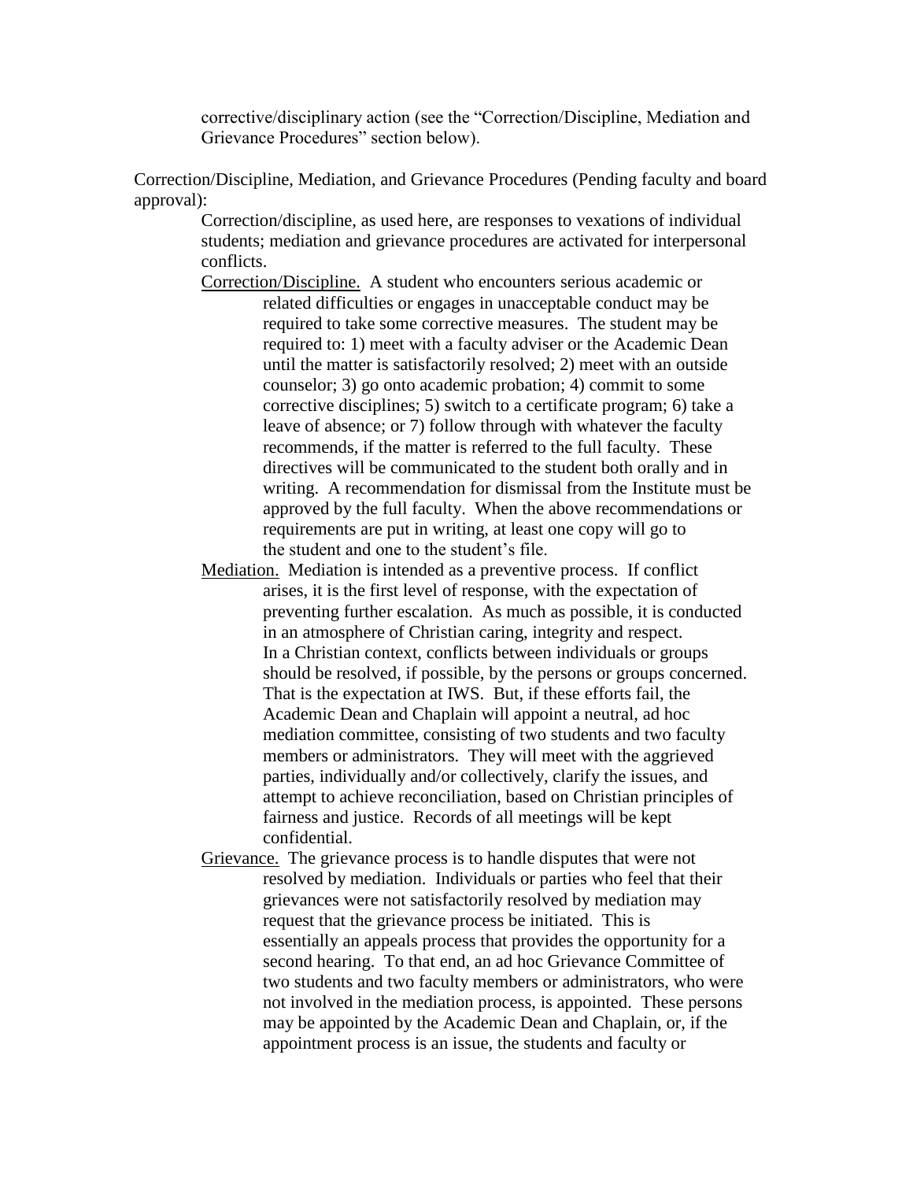corrective/disciplinary action (see the "Correction/Discipline, Mediation and Grievance Procedures" section below).

Correction/Discipline, Mediation, and Grievance Procedures (Pending faculty and board approval):

Correction/discipline, as used here, are responses to vexations of individual students; mediation and grievance procedures are activated for interpersonal conflicts.

Correction/Discipline. A student who encounters serious academic or related difficulties or engages in unacceptable conduct may be required to take some corrective measures. The student may be required to: 1) meet with a faculty adviser or the Academic Dean until the matter is satisfactorily resolved; 2) meet with an outside counselor; 3) go onto academic probation; 4) commit to some corrective disciplines; 5) switch to a certificate program; 6) take a leave of absence; or 7) follow through with whatever the faculty recommends, if the matter is referred to the full faculty. These directives will be communicated to the student both orally and in writing. A recommendation for dismissal from the Institute must be approved by the full faculty. When the above recommendations or requirements are put in writing, at least one copy will go to the student and one to the student's file.

Mediation. Mediation is intended as a preventive process. If conflict arises, it is the first level of response, with the expectation of preventing further escalation. As much as possible, it is conducted in an atmosphere of Christian caring, integrity and respect. In a Christian context, conflicts between individuals or groups should be resolved, if possible, by the persons or groups concerned. That is the expectation at IWS. But, if these efforts fail, the Academic Dean and Chaplain will appoint a neutral, ad hoc mediation committee, consisting of two students and two faculty members or administrators. They will meet with the aggrieved parties, individually and/or collectively, clarify the issues, and attempt to achieve reconciliation, based on Christian principles of fairness and justice. Records of all meetings will be kept confidential.

Grievance. The grievance process is to handle disputes that were not resolved by mediation. Individuals or parties who feel that their grievances were not satisfactorily resolved by mediation may request that the grievance process be initiated. This is essentially an appeals process that provides the opportunity for a second hearing. To that end, an ad hoc Grievance Committee of two students and two faculty members or administrators, who were not involved in the mediation process, is appointed. These persons may be appointed by the Academic Dean and Chaplain, or, if the appointment process is an issue, the students and faculty or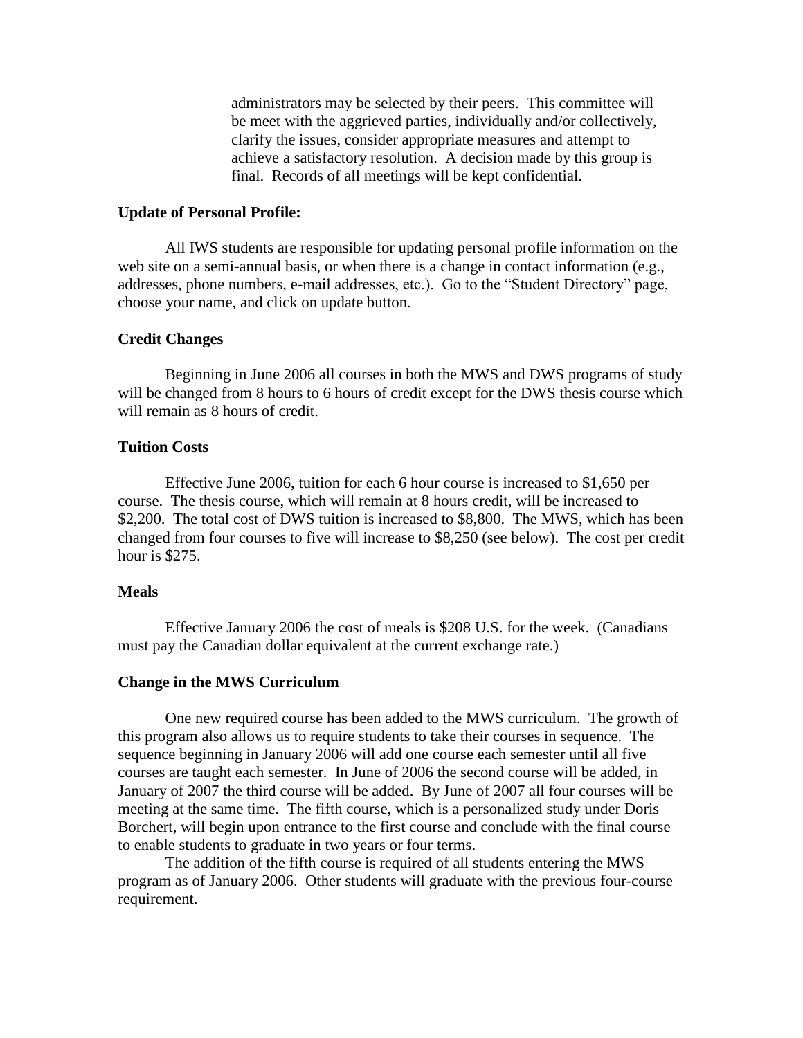administrators may be selected by their peers. This committee will be meet with the aggrieved parties, individually and/or collectively, clarify the issues, consider appropriate measures and attempt to achieve a satisfactory resolution. A decision made by this group is final. Records of all meetings will be kept confidential.

**Update of Personal Profile:**

All IWS students are responsible for updating personal profile information on the web site on a semi-annual basis, or when there is a change in contact information (e.g., addresses, phone numbers, e-mail addresses, etc.). Go to the "Student Directory" page, choose your name, and click on update button.

**Credit Changes**

Beginning in June 2006 all courses in both the MWS and DWS programs of study will be changed from 8 hours to 6 hours of credit except for the DWS thesis course which will remain as 8 hours of credit.

**Tuition Costs**

Effective June 2006, tuition for each 6 hour course is increased to $1,650 per course. The thesis course, which will remain at 8 hours credit, will be increased to $2,200. The total cost of DWS tuition is increased to $8,800. The MWS, which has been changed from four courses to five will increase to $8,250 (see below). The cost per credit hour is $275.

**Meals**

Effective January 2006 the cost of meals is $208 U.S. for the week. (Canadians must pay the Canadian dollar equivalent at the current exchange rate.)

**Change in the MWS Curriculum**

One new required course has been added to the MWS curriculum. The growth of this program also allows us to require students to take their courses in sequence. The sequence beginning in January 2006 will add one course each semester until all five courses are taught each semester. In June of 2006 the second course will be added, in January of 2007 the third course will be added. By June of 2007 all four courses will be meeting at the same time. The fifth course, which is a personalized study under Doris Borchert, will begin upon entrance to the first course and conclude with the final course to enable students to graduate in two years or four terms.

The addition of the fifth course is required of all students entering the MWS program as of January 2006. Other students will graduate with the previous four-course requirement.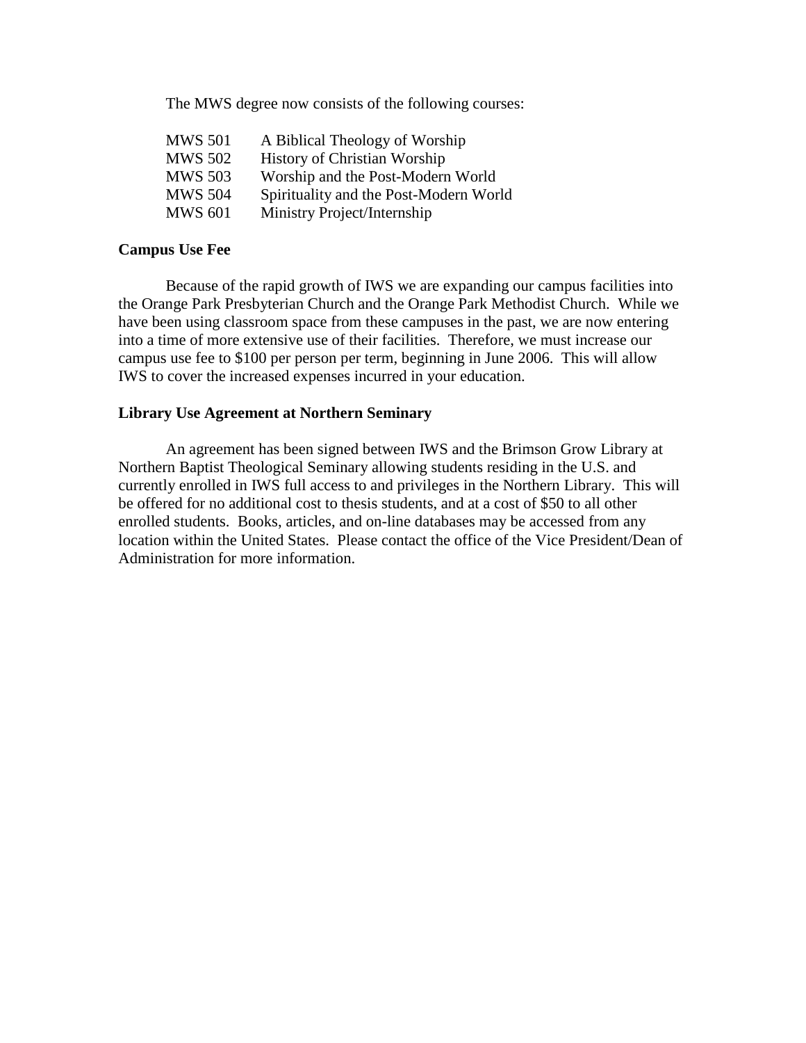The MWS degree now consists of the following courses:

| | |
|---|---|
| MWS 501 | A Biblical Theology of Worship |
| MWS 502 | History of Christian Worship |
| MWS 503 | Worship and the Post-Modern World |
| MWS 504 | Spirituality and the Post-Modern World |
| MWS 601 | Ministry Project/Internship |

**Campus Use Fee**

Because of the rapid growth of IWS we are expanding our campus facilities into the Orange Park Presbyterian Church and the Orange Park Methodist Church. While we have been using classroom space from these campuses in the past, we are now entering into a time of more extensive use of their facilities. Therefore, we must increase our campus use fee to $100 per person per term, beginning in June 2006. This will allow IWS to cover the increased expenses incurred in your education.

**Library Use Agreement at Northern Seminary**

An agreement has been signed between IWS and the Brimson Grow Library at Northern Baptist Theological Seminary allowing students residing in the U.S. and currently enrolled in IWS full access to and privileges in the Northern Library. This will be offered for no additional cost to thesis students, and at a cost of $50 to all other enrolled students. Books, articles, and on-line databases may be accessed from any location within the United States. Please contact the office of the Vice President/Dean of Administration for more information.